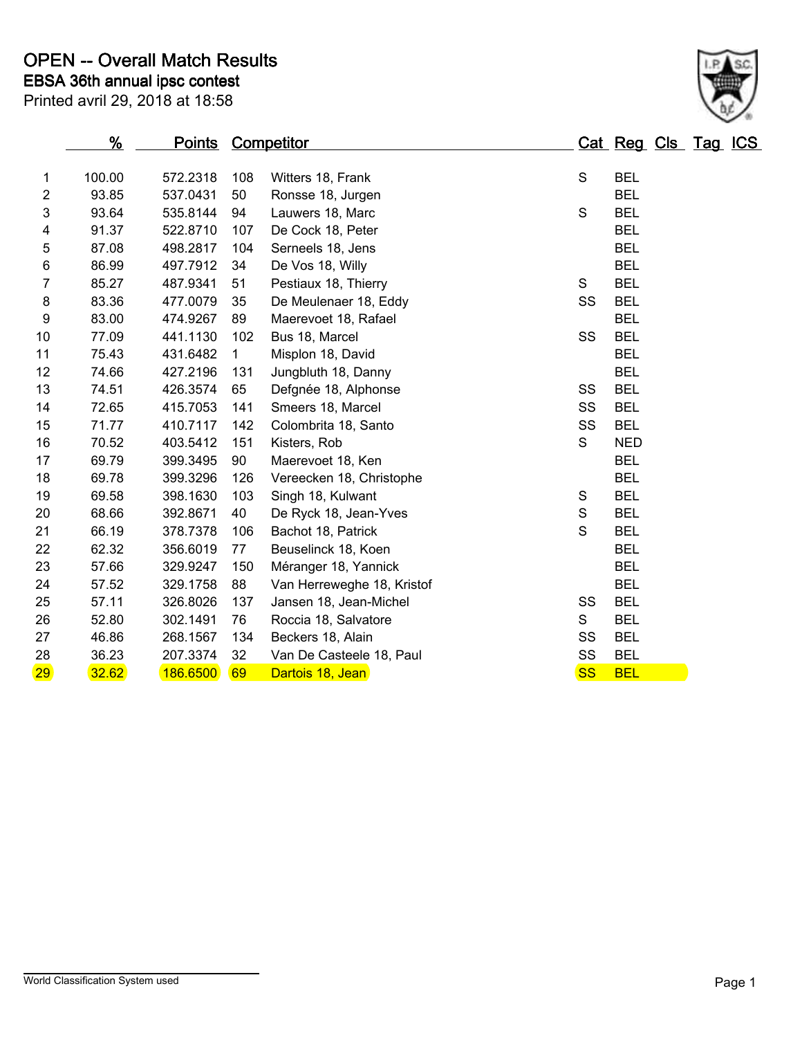# OPEN -- Overall Match Results

## EBSA 36th annual ipsc contest

Printed avril 29, 2018 at 18:58

| | % | Points | Competitor | | Cat | Reg | Cls | Tag | ICS |
|---|---|---|---|---|---|---|---|---|---|
| 1 | 100.00 | 572.2318 | 108 | Witters 18, Frank | S | BEL | | | |
| 2 | 93.85 | 537.0431 | 50 | Ronsse 18, Jurgen | | BEL | | | |
| 3 | 93.64 | 535.8144 | 94 | Lauwers 18, Marc | S | BEL | | | |
| 4 | 91.37 | 522.8710 | 107 | De Cock 18, Peter | | BEL | | | |
| 5 | 87.08 | 498.2817 | 104 | Serneels 18, Jens | | BEL | | | |
| 6 | 86.99 | 497.7912 | 34 | De Vos 18, Willy | | BEL | | | |
| 7 | 85.27 | 487.9341 | 51 | Pestiaux 18, Thierry | S | BEL | | | |
| 8 | 83.36 | 477.0079 | 35 | De Meulenaer 18, Eddy | SS | BEL | | | |
| 9 | 83.00 | 474.9267 | 89 | Maerevoet 18, Rafael | | BEL | | | |
| 10 | 77.09 | 441.1130 | 102 | Bus 18, Marcel | SS | BEL | | | |
| 11 | 75.43 | 431.6482 | 1 | Misplon 18, David | | BEL | | | |
| 12 | 74.66 | 427.2196 | 131 | Jungbluth 18, Danny | | BEL | | | |
| 13 | 74.51 | 426.3574 | 65 | Defgnée 18, Alphonse | SS | BEL | | | |
| 14 | 72.65 | 415.7053 | 141 | Smeers 18, Marcel | SS | BEL | | | |
| 15 | 71.77 | 410.7117 | 142 | Colombrita 18, Santo | SS | BEL | | | |
| 16 | 70.52 | 403.5412 | 151 | Kisters, Rob | S | NED | | | |
| 17 | 69.79 | 399.3495 | 90 | Maerevoet 18, Ken | | BEL | | | |
| 18 | 69.78 | 399.3296 | 126 | Vereecken 18, Christophe | | BEL | | | |
| 19 | 69.58 | 398.1630 | 103 | Singh 18, Kulwant | S | BEL | | | |
| 20 | 68.66 | 392.8671 | 40 | De Ryck 18, Jean-Yves | S | BEL | | | |
| 21 | 66.19 | 378.7378 | 106 | Bachot 18, Patrick | S | BEL | | | |
| 22 | 62.32 | 356.6019 | 77 | Beuselinck 18, Koen | | BEL | | | |
| 23 | 57.66 | 329.9247 | 150 | Méranger 18, Yannick | | BEL | | | |
| 24 | 57.52 | 329.1758 | 88 | Van Herreweghe 18, Kristof | | BEL | | | |
| 25 | 57.11 | 326.8026 | 137 | Jansen 18, Jean-Michel | SS | BEL | | | |
| 26 | 52.80 | 302.1491 | 76 | Roccia 18, Salvatore | S | BEL | | | |
| 27 | 46.86 | 268.1567 | 134 | Beckers 18, Alain | SS | BEL | | | |
| 28 | 36.23 | 207.3374 | 32 | Van De Casteele 18, Paul | SS | BEL | | | |
| 29 | 32.62 | 186.6500 | 69 | Dartois 18, Jean | SS | BEL | | | |

World Classification System used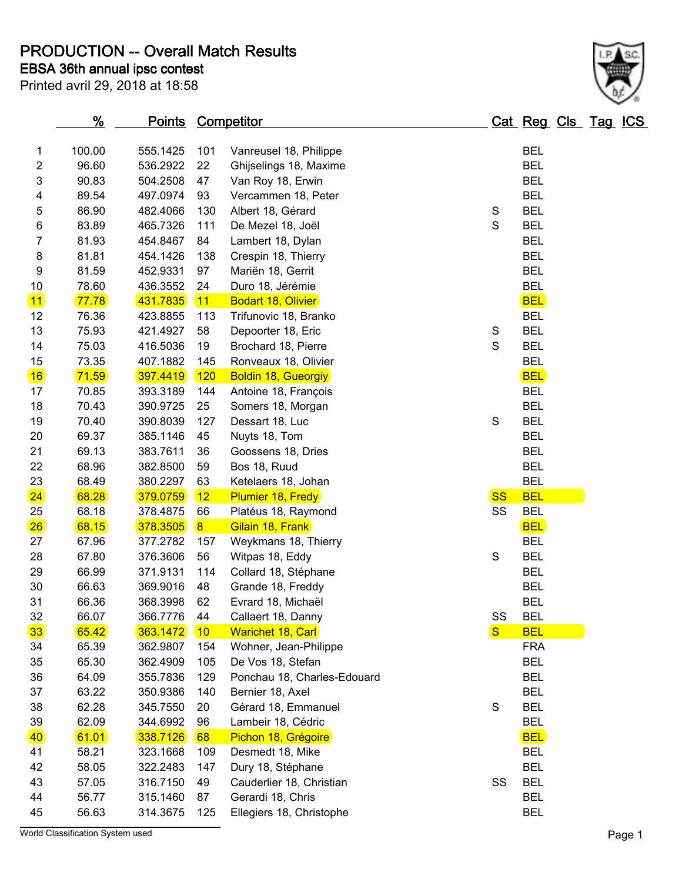# PRODUCTION -- Overall Match Results

## EBSA 36th annual ipsc contest

Printed avril 29, 2018 at 18:58

| | % | Points | Competitor | | Cat | Reg | Cls | Tag | ICS |
|---|---|---|---|---|---|---|---|---|---|
| 1 | 100.00 | 555.1425 | 101 | Vanreusel 18, Philippe | | BEL | | | |
| 2 | 96.60 | 536.2922 | 22 | Ghijselings 18, Maxime | | BEL | | | |
| 3 | 90.83 | 504.2508 | 47 | Van Roy 18, Erwin | | BEL | | | |
| 4 | 89.54 | 497.0974 | 93 | Vercammen 18, Peter | | BEL | | | |
| 5 | 86.90 | 482.4066 | 130 | Albert 18, Gérard | S | BEL | | | |
| 6 | 83.89 | 465.7326 | 111 | De Mezel 18, Joël | S | BEL | | | |
| 7 | 81.93 | 454.8467 | 84 | Lambert 18, Dylan | | BEL | | | |
| 8 | 81.81 | 454.1426 | 138 | Crespin 18, Thierry | | BEL | | | |
| 9 | 81.59 | 452.9331 | 97 | Mariën 18, Gerrit | | BEL | | | |
| 10 | 78.60 | 436.3552 | 24 | Duro 18, Jérémie | | BEL | | | |
| 11 | 77.78 | 431.7835 | 11 | Bodart 18, Olivier | | BEL | | | |
| 12 | 76.36 | 423.8855 | 113 | Trifunovic 18, Branko | | BEL | | | |
| 13 | 75.93 | 421.4927 | 58 | Depoorter 18, Eric | S | BEL | | | |
| 14 | 75.03 | 416.5036 | 19 | Brochard 18, Pierre | S | BEL | | | |
| 15 | 73.35 | 407.1882 | 145 | Ronveaux 18, Olivier | | BEL | | | |
| 16 | 71.59 | 397.4419 | 120 | Boldin 18, Gueorgiy | | BEL | | | |
| 17 | 70.85 | 393.3189 | 144 | Antoine 18, François | | BEL | | | |
| 18 | 70.43 | 390.9725 | 25 | Somers 18, Morgan | | BEL | | | |
| 19 | 70.40 | 390.8039 | 127 | Dessart 18, Luc | S | BEL | | | |
| 20 | 69.37 | 385.1146 | 45 | Nuyts 18, Tom | | BEL | | | |
| 21 | 69.13 | 383.7611 | 36 | Goossens 18, Dries | | BEL | | | |
| 22 | 68.96 | 382.8500 | 59 | Bos 18, Ruud | | BEL | | | |
| 23 | 68.49 | 380.2297 | 63 | Ketelaers 18, Johan | | BEL | | | |
| 24 | 68.28 | 379.0759 | 12 | Plumier 18, Fredy | SS | BEL | | | |
| 25 | 68.18 | 378.4875 | 66 | Platéus 18, Raymond | SS | BEL | | | |
| 26 | 68.15 | 378.3505 | 8 | Gilain 18, Frank | | BEL | | | |
| 27 | 67.96 | 377.2782 | 157 | Weykmans 18, Thierry | | BEL | | | |
| 28 | 67.80 | 376.3606 | 56 | Witpas 18, Eddy | S | BEL | | | |
| 29 | 66.99 | 371.9131 | 114 | Collard 18, Stéphane | | BEL | | | |
| 30 | 66.63 | 369.9016 | 48 | Grande 18, Freddy | | BEL | | | |
| 31 | 66.36 | 368.3998 | 62 | Evrard 18, Michaël | | BEL | | | |
| 32 | 66.07 | 366.7776 | 44 | Callaert 18, Danny | SS | BEL | | | |
| 33 | 65.42 | 363.1472 | 10 | Warichet 18, Carl | S | BEL | | | |
| 34 | 65.39 | 362.9807 | 154 | Wohner, Jean-Philippe | | FRA | | | |
| 35 | 65.30 | 362.4909 | 105 | De Vos 18, Stefan | | BEL | | | |
| 36 | 64.09 | 355.7836 | 129 | Ponchau 18, Charles-Edouard | | BEL | | | |
| 37 | 63.22 | 350.9386 | 140 | Bernier 18, Axel | | BEL | | | |
| 38 | 62.28 | 345.7550 | 20 | Gérard 18, Emmanuel | S | BEL | | | |
| 39 | 62.09 | 344.6992 | 96 | Lambeir 18, Cédric | | BEL | | | |
| 40 | 61.01 | 338.7126 | 68 | Pichon 18, Grégoire | | BEL | | | |
| 41 | 58.21 | 323.1668 | 109 | Desmedt 18, Mike | | BEL | | | |
| 42 | 58.05 | 322.2483 | 147 | Dury 18, Stéphane | | BEL | | | |
| 43 | 57.05 | 316.7150 | 49 | Cauderlier 18, Christian | SS | BEL | | | |
| 44 | 56.77 | 315.1460 | 87 | Gerardi 18, Chris | | BEL | | | |
| 45 | 56.63 | 314.3675 | 125 | Ellegiers 18, Christophe | | BEL | | | |

World Classification System used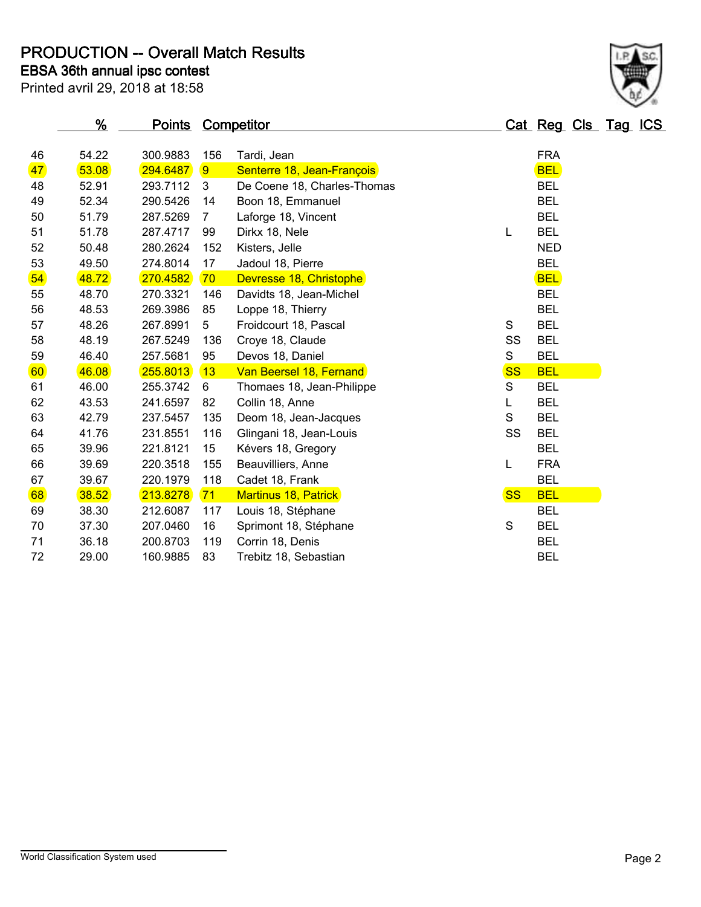# PRODUCTION -- Overall Match Results

## EBSA 36th annual ipsc contest

Printed avril 29, 2018 at 18:58

| | % | Points | Competitor | | Cat | Reg | Cls | Tag | ICS |
|---|---|---|---|---|---|---|---|---|---|
| 46 | 54.22 | 300.9883 | 156 | Tardi, Jean | | FRA | | | |
| 47 | 53.08 | 294.6487 | 9 | Senterre 18, Jean-François | | BEL | | | |
| 48 | 52.91 | 293.7112 | 3 | De Coene 18, Charles-Thomas | | BEL | | | |
| 49 | 52.34 | 290.5426 | 14 | Boon 18, Emmanuel | | BEL | | | |
| 50 | 51.79 | 287.5269 | 7 | Laforge 18, Vincent | | BEL | | | |
| 51 | 51.78 | 287.4717 | 99 | Dirkx 18, Nele | L | BEL | | | |
| 52 | 50.48 | 280.2624 | 152 | Kisters, Jelle | | NED | | | |
| 53 | 49.50 | 274.8014 | 17 | Jadoul 18, Pierre | | BEL | | | |
| 54 | 48.72 | 270.4582 | 70 | Devresse 18, Christophe | | BEL | | | |
| 55 | 48.70 | 270.3321 | 146 | Davidts 18, Jean-Michel | | BEL | | | |
| 56 | 48.53 | 269.3986 | 85 | Loppe 18, Thierry | | BEL | | | |
| 57 | 48.26 | 267.8991 | 5 | Froidcourt 18, Pascal | S | BEL | | | |
| 58 | 48.19 | 267.5249 | 136 | Croye 18, Claude | SS | BEL | | | |
| 59 | 46.40 | 257.5681 | 95 | Devos 18, Daniel | S | BEL | | | |
| 60 | 46.08 | 255.8013 | 13 | Van Beersel 18, Fernand | SS | BEL | | | |
| 61 | 46.00 | 255.3742 | 6 | Thomaes 18, Jean-Philippe | S | BEL | | | |
| 62 | 43.53 | 241.6597 | 82 | Collin 18, Anne | L | BEL | | | |
| 63 | 42.79 | 237.5457 | 135 | Deom 18, Jean-Jacques | S | BEL | | | |
| 64 | 41.76 | 231.8551 | 116 | Glingani 18, Jean-Louis | SS | BEL | | | |
| 65 | 39.96 | 221.8121 | 15 | Kévers 18, Gregory | | BEL | | | |
| 66 | 39.69 | 220.3518 | 155 | Beauvilliers, Anne | L | FRA | | | |
| 67 | 39.67 | 220.1979 | 118 | Cadet 18, Frank | | BEL | | | |
| 68 | 38.52 | 213.8278 | 71 | Martinus 18, Patrick | SS | BEL | | | |
| 69 | 38.30 | 212.6087 | 117 | Louis 18, Stéphane | | BEL | | | |
| 70 | 37.30 | 207.0460 | 16 | Sprimont 18, Stéphane | S | BEL | | | |
| 71 | 36.18 | 200.8703 | 119 | Corrin 18, Denis | | BEL | | | |
| 72 | 29.00 | 160.9885 | 83 | Trebitz 18, Sebastian | | BEL | | | |

World Classification System used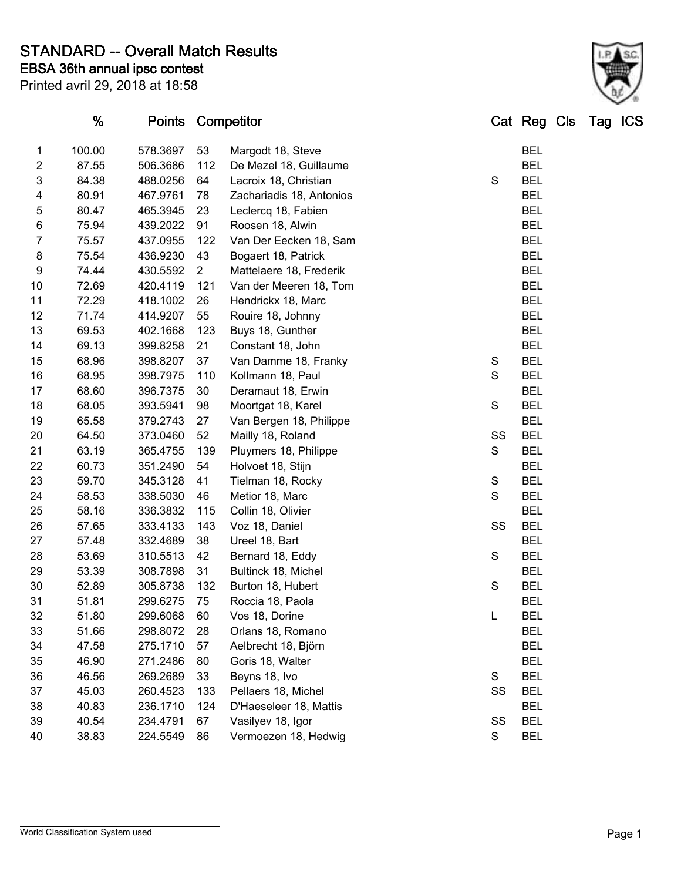# STANDARD -- Overall Match Results

## EBSA 36th annual ipsc contest

Printed avril 29, 2018 at 18:58

| | % | Points | Competitor | | Cat | Reg | Cls | Tag | ICS |
|---|---|---|---|---|---|---|---|---|---|
| 1 | 100.00 | 578.3697 | 53 | Margodt 18, Steve | | BEL | | | |
| 2 | 87.55 | 506.3686 | 112 | De Mezel 18, Guillaume | | BEL | | | |
| 3 | 84.38 | 488.0256 | 64 | Lacroix 18, Christian | S | BEL | | | |
| 4 | 80.91 | 467.9761 | 78 | Zachariadis 18, Antonios | | BEL | | | |
| 5 | 80.47 | 465.3945 | 23 | Leclercq 18, Fabien | | BEL | | | |
| 6 | 75.94 | 439.2022 | 91 | Roosen 18, Alwin | | BEL | | | |
| 7 | 75.57 | 437.0955 | 122 | Van Der Eecken 18, Sam | | BEL | | | |
| 8 | 75.54 | 436.9230 | 43 | Bogaert 18, Patrick | | BEL | | | |
| 9 | 74.44 | 430.5592 | 2 | Mattelaere 18, Frederik | | BEL | | | |
| 10 | 72.69 | 420.4119 | 121 | Van der Meeren 18, Tom | | BEL | | | |
| 11 | 72.29 | 418.1002 | 26 | Hendrickx 18, Marc | | BEL | | | |
| 12 | 71.74 | 414.9207 | 55 | Rouire 18, Johnny | | BEL | | | |
| 13 | 69.53 | 402.1668 | 123 | Buys 18, Gunther | | BEL | | | |
| 14 | 69.13 | 399.8258 | 21 | Constant 18, John | | BEL | | | |
| 15 | 68.96 | 398.8207 | 37 | Van Damme 18, Franky | S | BEL | | | |
| 16 | 68.95 | 398.7975 | 110 | Kollmann 18, Paul | S | BEL | | | |
| 17 | 68.60 | 396.7375 | 30 | Deramaut 18, Erwin | | BEL | | | |
| 18 | 68.05 | 393.5941 | 98 | Moortgat 18, Karel | S | BEL | | | |
| 19 | 65.58 | 379.2743 | 27 | Van Bergen 18, Philippe | | BEL | | | |
| 20 | 64.50 | 373.0460 | 52 | Mailly 18, Roland | SS | BEL | | | |
| 21 | 63.19 | 365.4755 | 139 | Pluymers 18, Philippe | S | BEL | | | |
| 22 | 60.73 | 351.2490 | 54 | Holvoet 18, Stijn | | BEL | | | |
| 23 | 59.70 | 345.3128 | 41 | Tielman 18, Rocky | S | BEL | | | |
| 24 | 58.53 | 338.5030 | 46 | Metior 18, Marc | S | BEL | | | |
| 25 | 58.16 | 336.3832 | 115 | Collin 18, Olivier | | BEL | | | |
| 26 | 57.65 | 333.4133 | 143 | Voz 18, Daniel | SS | BEL | | | |
| 27 | 57.48 | 332.4689 | 38 | Ureel 18, Bart | | BEL | | | |
| 28 | 53.69 | 310.5513 | 42 | Bernard 18, Eddy | S | BEL | | | |
| 29 | 53.39 | 308.7898 | 31 | Bultinck 18, Michel | | BEL | | | |
| 30 | 52.89 | 305.8738 | 132 | Burton 18, Hubert | S | BEL | | | |
| 31 | 51.81 | 299.6275 | 75 | Roccia 18, Paola | | BEL | | | |
| 32 | 51.80 | 299.6068 | 60 | Vos 18, Dorine | L | BEL | | | |
| 33 | 51.66 | 298.8072 | 28 | Orlans 18, Romano | | BEL | | | |
| 34 | 47.58 | 275.1710 | 57 | Aelbrecht 18, Björn | | BEL | | | |
| 35 | 46.90 | 271.2486 | 80 | Goris 18, Walter | | BEL | | | |
| 36 | 46.56 | 269.2689 | 33 | Beyns 18, Ivo | S | BEL | | | |
| 37 | 45.03 | 260.4523 | 133 | Pellaers 18, Michel | SS | BEL | | | |
| 38 | 40.83 | 236.1710 | 124 | D'Haeseleer 18, Mattis | | BEL | | | |
| 39 | 40.54 | 234.4791 | 67 | Vasilyev 18, Igor | SS | BEL | | | |
| 40 | 38.83 | 224.5549 | 86 | Vermoezen 18, Hedwig | S | BEL | | | |

World Classification System used